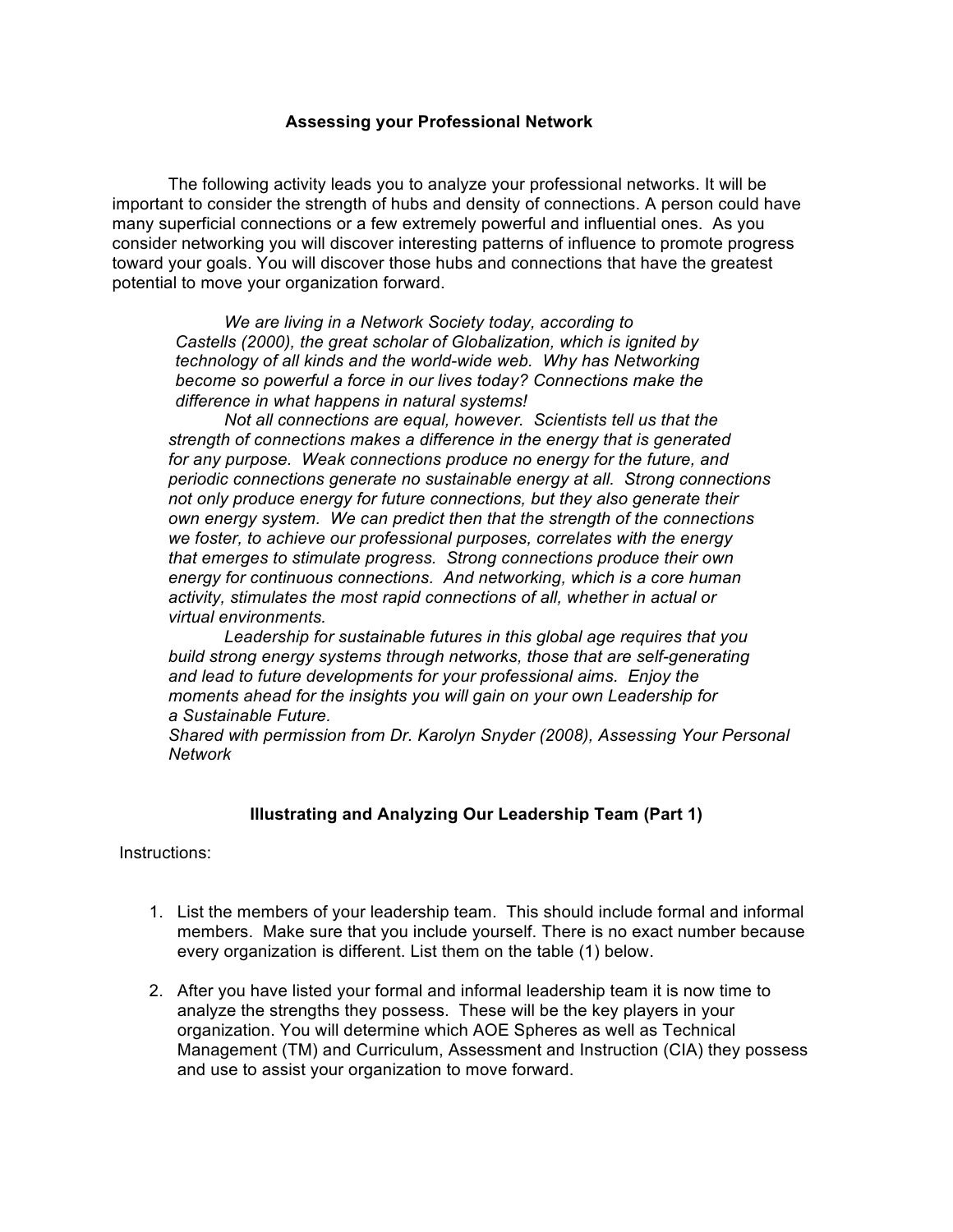## Assessing your Professional Network

The following activity leads you to analyze your professional networks. It will be important to consider the strength of hubs and density of connections. A person could have many superficial connections or a few extremely powerful and influential ones. As you consider networking you will discover interesting patterns of influence to promote progress toward your goals. You will discover those hubs and connections that have the greatest potential to move your organization forward.

> *We are living in a Network Society today, according to Castells (2000), the great scholar of Globalization, which is ignited by technology of all kinds and the world-wide web. Why has Networking become so powerful a force in our lives today? Connections make the difference in what happens in natural systems!*
>
> *Not all connections are equal, however. Scientists tell us that the strength of connections makes a difference in the energy that is generated for any purpose. Weak connections produce no energy for the future, and periodic connections generate no sustainable energy at all. Strong connections not only produce energy for future connections, but they also generate their own energy system. We can predict then that the strength of the connections we foster, to achieve our professional purposes, correlates with the energy that emerges to stimulate progress. Strong connections produce their own energy for continuous connections. And networking, which is a core human activity, stimulates the most rapid connections of all, whether in actual or virtual environments.*
>
> *Leadership for sustainable futures in this global age requires that you build strong energy systems through networks, those that are self-generating and lead to future developments for your professional aims. Enjoy the moments ahead for the insights you will gain on your own Leadership for a Sustainable Future.*
>
> *Shared with permission from Dr. Karolyn Snyder (2008), Assessing Your Personal Network*

### Illustrating and Analyzing Our Leadership Team (Part 1)

Instructions:

1. List the members of your leadership team. This should include formal and informal members. Make sure that you include yourself. There is no exact number because every organization is different. List them on the table (1) below.

2. After you have listed your formal and informal leadership team it is now time to analyze the strengths they possess. These will be the key players in your organization. You will determine which AOE Spheres as well as Technical Management (TM) and Curriculum, Assessment and Instruction (CIA) they possess and use to assist your organization to move forward.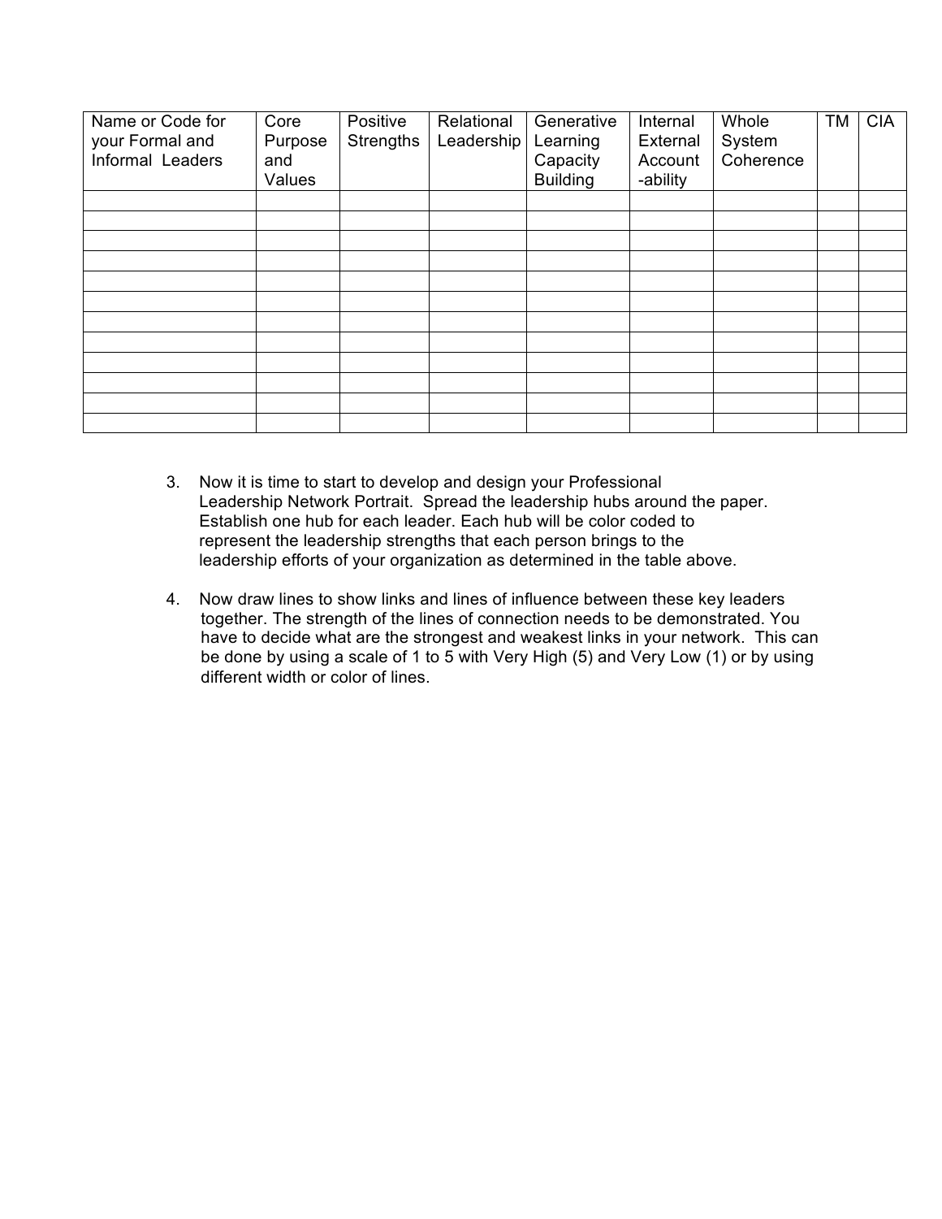| Name or Code for your Formal and Informal Leaders | Core Purpose and Values | Positive Strengths | Relational Leadership | Generative Learning Capacity Building | Internal External Account -ability | Whole System Coherence | TM | CIA |
|---|---|---|---|---|---|---|---|---|
| | | | | | | | | |
| | | | | | | | | |
| | | | | | | | | |
| | | | | | | | | |
| | | | | | | | | |
| | | | | | | | | |
| | | | | | | | | |
| | | | | | | | | |
| | | | | | | | | |
| | | | | | | | | |
| | | | | | | | | |
| | | | | | | | | |

3. Now it is time to start to develop and design your Professional Leadership Network Portrait. Spread the leadership hubs around the paper. Establish one hub for each leader. Each hub will be color coded to represent the leadership strengths that each person brings to the leadership efforts of your organization as determined in the table above.

4. Now draw lines to show links and lines of influence between these key leaders together. The strength of the lines of connection needs to be demonstrated. You have to decide what are the strongest and weakest links in your network. This can be done by using a scale of 1 to 5 with Very High (5) and Very Low (1) or by using different width or color of lines.